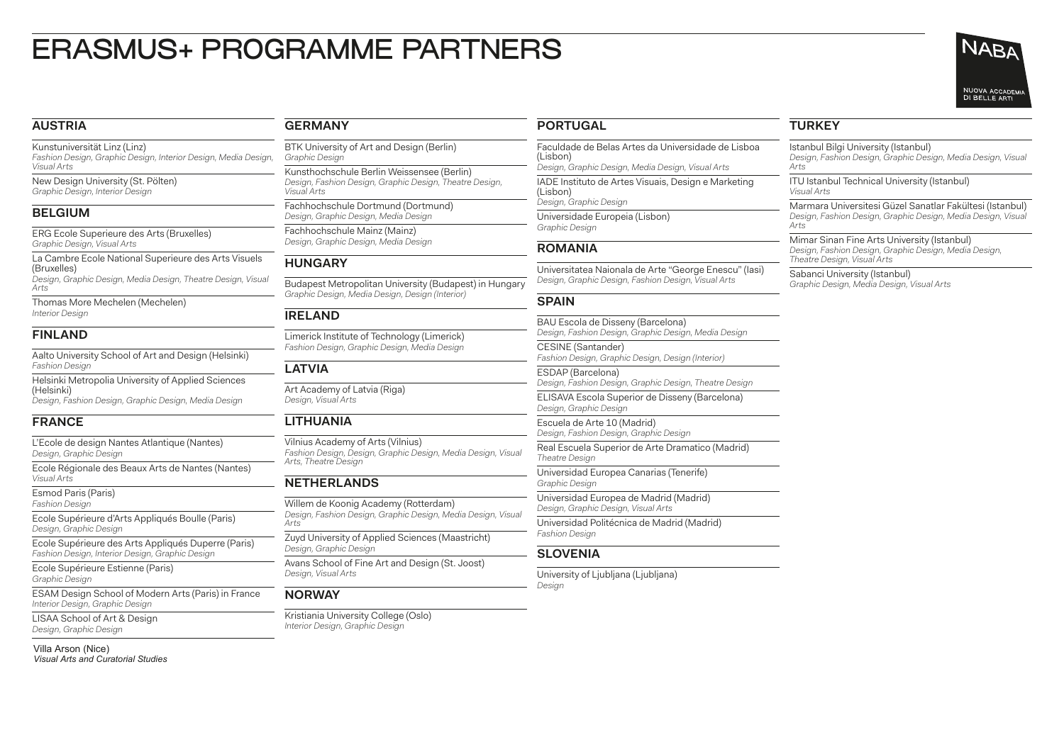# ERASMUS+ PROGRAMME PARTNERS

## AUSTRIA

Kunstuniversität Linz (Linz)
*Fashion Design, Graphic Design, Interior Design, Media Design, Visual Arts*

New Design University (St. Pölten)
*Graphic Design, Interior Design*

## BELGIUM

ERG Ecole Superieure des Arts (Bruxelles)
*Graphic Design, Visual Arts*

La Cambre Ecole National Superieure des Arts Visuels (Bruxelles)
*Design, Graphic Design, Media Design, Theatre Design, Visual Arts*

Thomas More Mechelen (Mechelen)
*Interior Design*

## FINLAND

Aalto University School of Art and Design (Helsinki)
*Fashion Design*

Helsinki Metropolia University of Applied Sciences (Helsinki)
*Design, Fashion Design, Graphic Design, Media Design*

## FRANCE

L'Ecole de design Nantes Atlantique (Nantes)
*Design, Graphic Design*

Ecole Régionale des Beaux Arts de Nantes (Nantes)
*Visual Arts*

Esmod Paris (Paris)
*Fashion Design*

Ecole Supérieure d'Arts Appliqués Boulle (Paris)
*Design, Graphic Design*

Ecole Supérieure des Arts Appliqués Duperre (Paris)
*Fashion Design, Interior Design, Graphic Design*

Ecole Supérieure Estienne (Paris)
*Graphic Design*

ESAM Design School of Modern Arts (Paris) in France
*Interior Design, Graphic Design*

LISAA School of Art & Design
*Design, Graphic Design*

Villa Arson (Nice)
*Visual Arts and Curatorial Studies*

## GERMANY

BTK University of Art and Design (Berlin)
*Graphic Design*

Kunsthochschule Berlin Weissensee (Berlin)
*Design, Fashion Design, Graphic Design, Theatre Design, Visual Arts*

Fachhochschule Dortmund (Dortmund)
*Design, Graphic Design, Media Design*

Fachhochschule Mainz (Mainz)
*Design, Graphic Design, Media Design*

## HUNGARY

Budapest Metropolitan University (Budapest) in Hungary
*Graphic Design, Media Design, Design (Interior)*

## IRELAND

Limerick Institute of Technology (Limerick)
*Fashion Design, Graphic Design, Media Design*

## LATVIA

Art Academy of Latvia (Riga)
*Design, Visual Arts*

## LITHUANIA

Vilnius Academy of Arts (Vilnius)
*Fashion Design, Design, Graphic Design, Media Design, Visual Arts, Theatre Design*

## NETHERLANDS

Willem de Koonig Academy (Rotterdam)
*Design, Fashion Design, Graphic Design, Media Design, Visual Arts*

Zuyd University of Applied Sciences (Maastricht)
*Design, Graphic Design*

Avans School of Fine Art and Design (St. Joost)
*Design, Visual Arts*

## NORWAY

Kristiania University College (Oslo)
*Interior Design, Graphic Design*

## PORTUGAL

Faculdade de Belas Artes da Universidade de Lisboa (Lisbon)
*Design, Graphic Design, Media Design, Visual Arts*

IADE Instituto de Artes Visuais, Design e Marketing (Lisbon)
*Design, Graphic Design*

Universidade Europeia (Lisbon)
*Graphic Design*

## ROMANIA

Universitatea Naionala de Arte "George Enescu" (Iasi)
*Design, Graphic Design, Fashion Design, Visual Arts*

## SPAIN

BAU Escola de Disseny (Barcelona)
*Design, Fashion Design, Graphic Design, Media Design*

CESINE (Santander)
*Fashion Design, Graphic Design, Design (Interior)*

ESDAP (Barcelona)
*Design, Fashion Design, Graphic Design, Theatre Design*

ELISAVA Escola Superior de Disseny (Barcelona)
*Design, Graphic Design*

Escuela de Arte 10 (Madrid)
*Design, Fashion Design, Graphic Design*

Real Escuela Superior de Arte Dramatico (Madrid)
*Theatre Design*

Universidad Europea Canarias (Tenerife)
*Graphic Design*

Universidad Europea de Madrid (Madrid)
*Design, Graphic Design, Visual Arts*

Universidad Politécnica de Madrid (Madrid)
*Fashion Design*

## SLOVENIA

University of Ljubljana (Ljubljana)
*Design*

## TURKEY

Istanbul Bilgi University (Istanbul)
*Design, Fashion Design, Graphic Design, Media Design, Visual Arts*

ITU Istanbul Technical University (Istanbul)
*Visual Arts*

Marmara Universitesi Güzel Sanatlar Fakültesi (Istanbul)
*Design, Fashion Design, Graphic Design, Media Design, Visual Arts*

Mimar Sinan Fine Arts University (Istanbul)
*Design, Fashion Design, Graphic Design, Media Design, Theatre Design, Visual Arts*

Sabanci University (Istanbul)
*Graphic Design, Media Design, Visual Arts*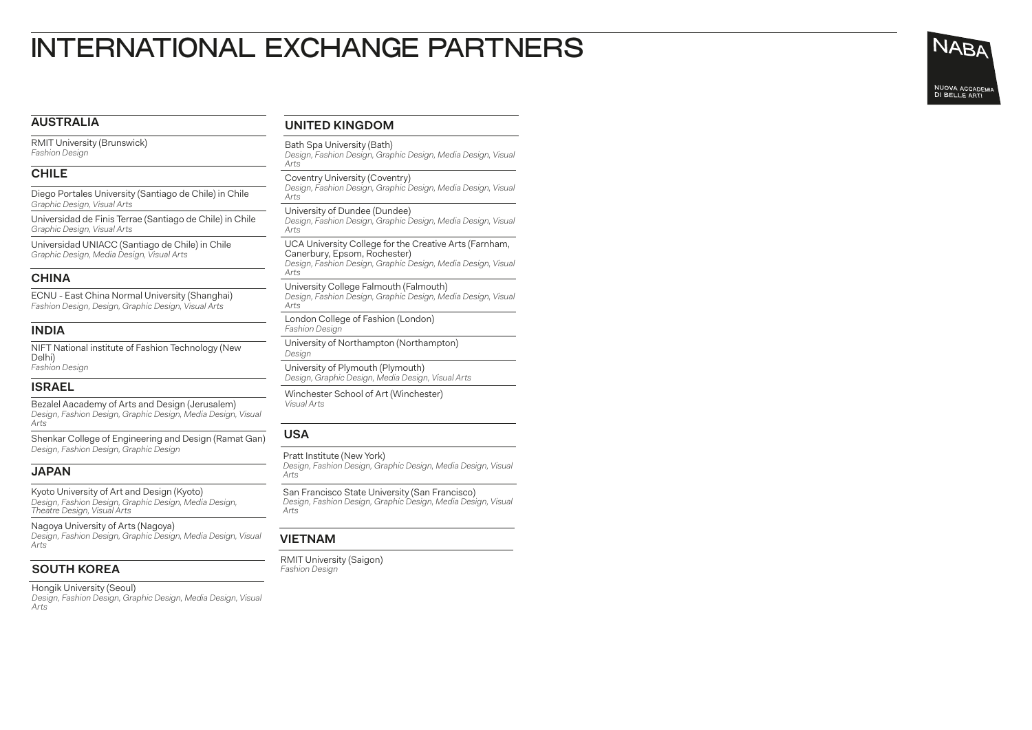# INTERNATIONAL EXCHANGE PARTNERS

NABA
NUOVA ACCADEMIA DI BELLE ARTI

## AUSTRALIA

RMIT University (Brunswick)
*Fashion Design*

## CHILE

Diego Portales University (Santiago de Chile) in Chile
*Graphic Design, Visual Arts*

Universidad de Finis Terrae (Santiago de Chile) in Chile
*Graphic Design, Visual Arts*

Universidad UNIACC (Santiago de Chile) in Chile
*Graphic Design, Media Design, Visual Arts*

## CHINA

ECNU - East China Normal University (Shanghai)
*Fashion Design, Design, Graphic Design, Visual Arts*

## INDIA

NIFT National institute of Fashion Technology (New Delhi)
*Fashion Design*

## ISRAEL

Bezalel Aacademy of Arts and Design (Jerusalem)
*Design, Fashion Design, Graphic Design, Media Design, Visual Arts*

Shenkar College of Engineering and Design (Ramat Gan)
*Design, Fashion Design, Graphic Design*

## JAPAN

Kyoto University of Art and Design (Kyoto)
*Design, Fashion Design, Graphic Design, Media Design, Theatre Design, Visual Arts*

Nagoya University of Arts (Nagoya)
*Design, Fashion Design, Graphic Design, Media Design, Visual Arts*

## SOUTH KOREA

Hongik University (Seoul)
*Design, Fashion Design, Graphic Design, Media Design, Visual Arts*

## UNITED KINGDOM

Bath Spa University (Bath)
*Design, Fashion Design, Graphic Design, Media Design, Visual Arts*

Coventry University (Coventry)
*Design, Fashion Design, Graphic Design, Media Design, Visual Arts*

University of Dundee (Dundee)
*Design, Fashion Design, Graphic Design, Media Design, Visual Arts*

UCA University College for the Creative Arts (Farnham, Canerbury, Epsom, Rochester)
*Design, Fashion Design, Graphic Design, Media Design, Visual Arts*

University College Falmouth (Falmouth)
*Design, Fashion Design, Graphic Design, Media Design, Visual Arts*

London College of Fashion (London)
*Fashion Design*

University of Northampton (Northampton)
*Design*

University of Plymouth (Plymouth)
*Design, Graphic Design, Media Design, Visual Arts*

Winchester School of Art (Winchester)
*Visual Arts*

## USA

Pratt Institute (New York)
*Design, Fashion Design, Graphic Design, Media Design, Visual Arts*

San Francisco State University (San Francisco)
*Design, Fashion Design, Graphic Design, Media Design, Visual Arts*

## VIETNAM

RMIT University (Saigon)
*Fashion Design*